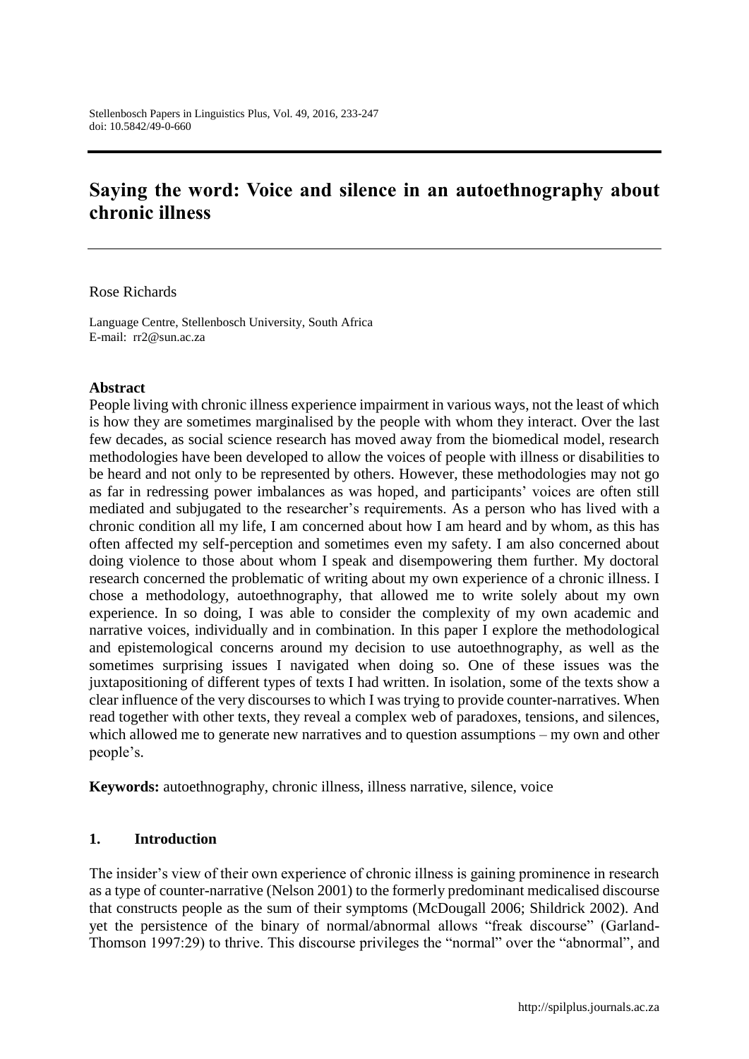# Saying the word: Voice and silence in an autoethnography about chronic illness

Rose Richards

Language Centre, Stellenbosch University, South Africa
E-mail: rr2@sun.ac.za

**Abstract**

People living with chronic illness experience impairment in various ways, not the least of which is how they are sometimes marginalised by the people with whom they interact. Over the last few decades, as social science research has moved away from the biomedical model, research methodologies have been developed to allow the voices of people with illness or disabilities to be heard and not only to be represented by others. However, these methodologies may not go as far in redressing power imbalances as was hoped, and participants' voices are often still mediated and subjugated to the researcher's requirements. As a person who has lived with a chronic condition all my life, I am concerned about how I am heard and by whom, as this has often affected my self-perception and sometimes even my safety. I am also concerned about doing violence to those about whom I speak and disempowering them further. My doctoral research concerned the problematic of writing about my own experience of a chronic illness. I chose a methodology, autoethnography, that allowed me to write solely about my own experience. In so doing, I was able to consider the complexity of my own academic and narrative voices, individually and in combination. In this paper I explore the methodological and epistemological concerns around my decision to use autoethnography, as well as the sometimes surprising issues I navigated when doing so. One of these issues was the juxtapositioning of different types of texts I had written. In isolation, some of the texts show a clear influence of the very discourses to which I was trying to provide counter-narratives. When read together with other texts, they reveal a complex web of paradoxes, tensions, and silences, which allowed me to generate new narratives and to question assumptions – my own and other people's.

**Keywords:** autoethnography, chronic illness, illness narrative, silence, voice

## 1. Introduction

The insider's view of their own experience of chronic illness is gaining prominence in research as a type of counter-narrative (Nelson 2001) to the formerly predominant medicalised discourse that constructs people as the sum of their symptoms (McDougall 2006; Shildrick 2002). And yet the persistence of the binary of normal/abnormal allows "freak discourse" (Garland-Thomson 1997:29) to thrive. This discourse privileges the "normal" over the "abnormal", and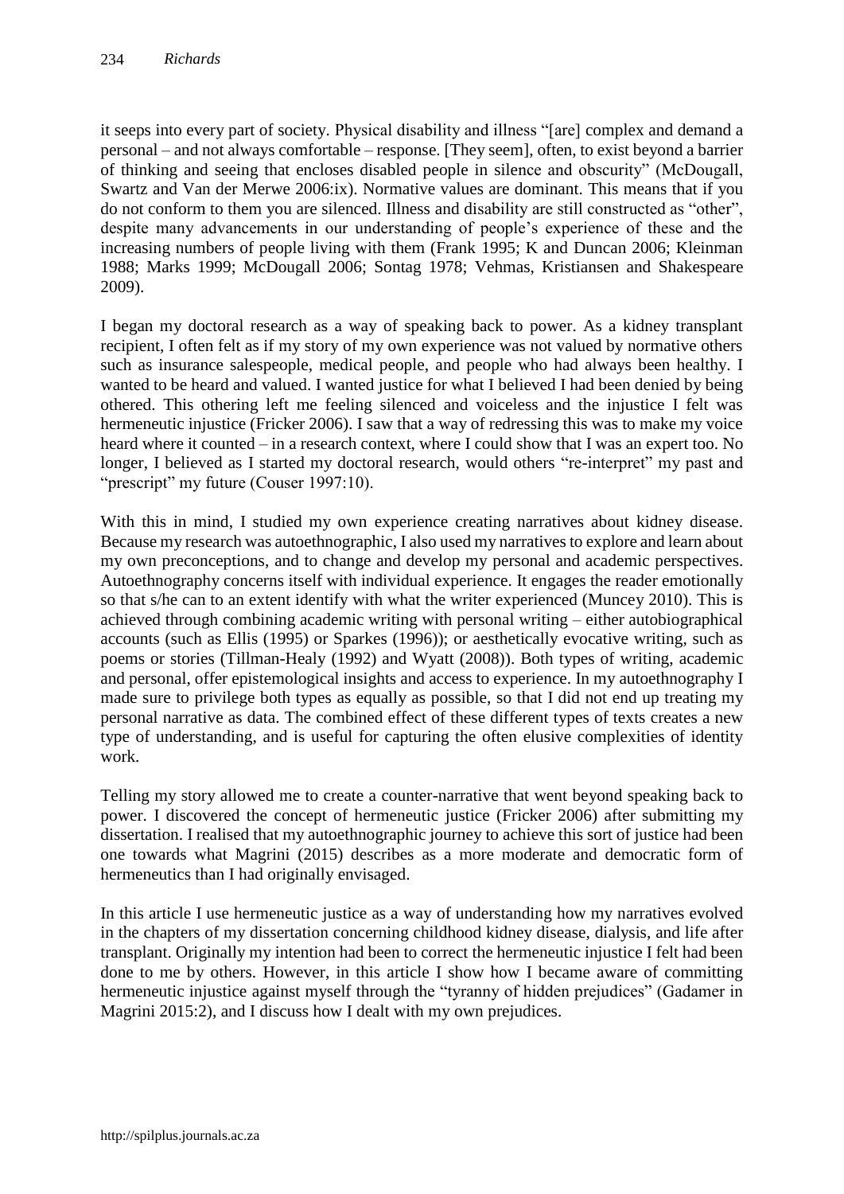it seeps into every part of society. Physical disability and illness "[are] complex and demand a personal – and not always comfortable – response. [They seem], often, to exist beyond a barrier of thinking and seeing that encloses disabled people in silence and obscurity" (McDougall, Swartz and Van der Merwe 2006:ix). Normative values are dominant. This means that if you do not conform to them you are silenced. Illness and disability are still constructed as "other", despite many advancements in our understanding of people's experience of these and the increasing numbers of people living with them (Frank 1995; K and Duncan 2006; Kleinman 1988; Marks 1999; McDougall 2006; Sontag 1978; Vehmas, Kristiansen and Shakespeare 2009).

I began my doctoral research as a way of speaking back to power. As a kidney transplant recipient, I often felt as if my story of my own experience was not valued by normative others such as insurance salespeople, medical people, and people who had always been healthy. I wanted to be heard and valued. I wanted justice for what I believed I had been denied by being othered. This othering left me feeling silenced and voiceless and the injustice I felt was hermeneutic injustice (Fricker 2006). I saw that a way of redressing this was to make my voice heard where it counted – in a research context, where I could show that I was an expert too. No longer, I believed as I started my doctoral research, would others "re-interpret" my past and "prescript" my future (Couser 1997:10).

With this in mind, I studied my own experience creating narratives about kidney disease. Because my research was autoethnographic, I also used my narratives to explore and learn about my own preconceptions, and to change and develop my personal and academic perspectives. Autoethnography concerns itself with individual experience. It engages the reader emotionally so that s/he can to an extent identify with what the writer experienced (Muncey 2010). This is achieved through combining academic writing with personal writing – either autobiographical accounts (such as Ellis (1995) or Sparkes (1996)); or aesthetically evocative writing, such as poems or stories (Tillman-Healy (1992) and Wyatt (2008)). Both types of writing, academic and personal, offer epistemological insights and access to experience. In my autoethnography I made sure to privilege both types as equally as possible, so that I did not end up treating my personal narrative as data. The combined effect of these different types of texts creates a new type of understanding, and is useful for capturing the often elusive complexities of identity work.

Telling my story allowed me to create a counter-narrative that went beyond speaking back to power. I discovered the concept of hermeneutic justice (Fricker 2006) after submitting my dissertation. I realised that my autoethnographic journey to achieve this sort of justice had been one towards what Magrini (2015) describes as a more moderate and democratic form of hermeneutics than I had originally envisaged.

In this article I use hermeneutic justice as a way of understanding how my narratives evolved in the chapters of my dissertation concerning childhood kidney disease, dialysis, and life after transplant. Originally my intention had been to correct the hermeneutic injustice I felt had been done to me by others. However, in this article I show how I became aware of committing hermeneutic injustice against myself through the "tyranny of hidden prejudices" (Gadamer in Magrini 2015:2), and I discuss how I dealt with my own prejudices.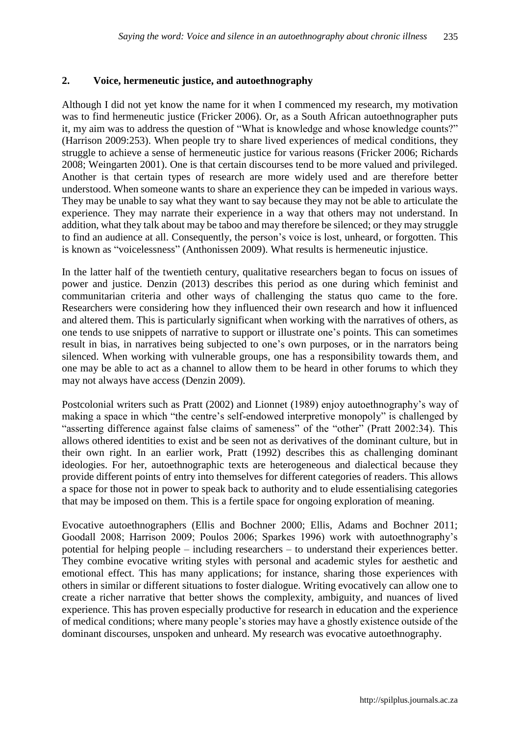## 2. Voice, hermeneutic justice, and autoethnography

Although I did not yet know the name for it when I commenced my research, my motivation was to find hermeneutic justice (Fricker 2006). Or, as a South African autoethnographer puts it, my aim was to address the question of "What is knowledge and whose knowledge counts?" (Harrison 2009:253). When people try to share lived experiences of medical conditions, they struggle to achieve a sense of hermeneutic justice for various reasons (Fricker 2006; Richards 2008; Weingarten 2001). One is that certain discourses tend to be more valued and privileged. Another is that certain types of research are more widely used and are therefore better understood. When someone wants to share an experience they can be impeded in various ways. They may be unable to say what they want to say because they may not be able to articulate the experience. They may narrate their experience in a way that others may not understand. In addition, what they talk about may be taboo and may therefore be silenced; or they may struggle to find an audience at all. Consequently, the person's voice is lost, unheard, or forgotten. This is known as "voicelessness" (Anthonissen 2009). What results is hermeneutic injustice.

In the latter half of the twentieth century, qualitative researchers began to focus on issues of power and justice. Denzin (2013) describes this period as one during which feminist and communitarian criteria and other ways of challenging the status quo came to the fore. Researchers were considering how they influenced their own research and how it influenced and altered them. This is particularly significant when working with the narratives of others, as one tends to use snippets of narrative to support or illustrate one's points. This can sometimes result in bias, in narratives being subjected to one's own purposes, or in the narrators being silenced. When working with vulnerable groups, one has a responsibility towards them, and one may be able to act as a channel to allow them to be heard in other forums to which they may not always have access (Denzin 2009).

Postcolonial writers such as Pratt (2002) and Lionnet (1989) enjoy autoethnography's way of making a space in which "the centre's self-endowed interpretive monopoly" is challenged by "asserting difference against false claims of sameness" of the "other" (Pratt 2002:34). This allows othered identities to exist and be seen not as derivatives of the dominant culture, but in their own right. In an earlier work, Pratt (1992) describes this as challenging dominant ideologies. For her, autoethnographic texts are heterogeneous and dialectical because they provide different points of entry into themselves for different categories of readers. This allows a space for those not in power to speak back to authority and to elude essentialising categories that may be imposed on them. This is a fertile space for ongoing exploration of meaning.

Evocative autoethnographers (Ellis and Bochner 2000; Ellis, Adams and Bochner 2011; Goodall 2008; Harrison 2009; Poulos 2006; Sparkes 1996) work with autoethnography's potential for helping people – including researchers – to understand their experiences better. They combine evocative writing styles with personal and academic styles for aesthetic and emotional effect. This has many applications; for instance, sharing those experiences with others in similar or different situations to foster dialogue. Writing evocatively can allow one to create a richer narrative that better shows the complexity, ambiguity, and nuances of lived experience. This has proven especially productive for research in education and the experience of medical conditions; where many people's stories may have a ghostly existence outside of the dominant discourses, unspoken and unheard. My research was evocative autoethnography.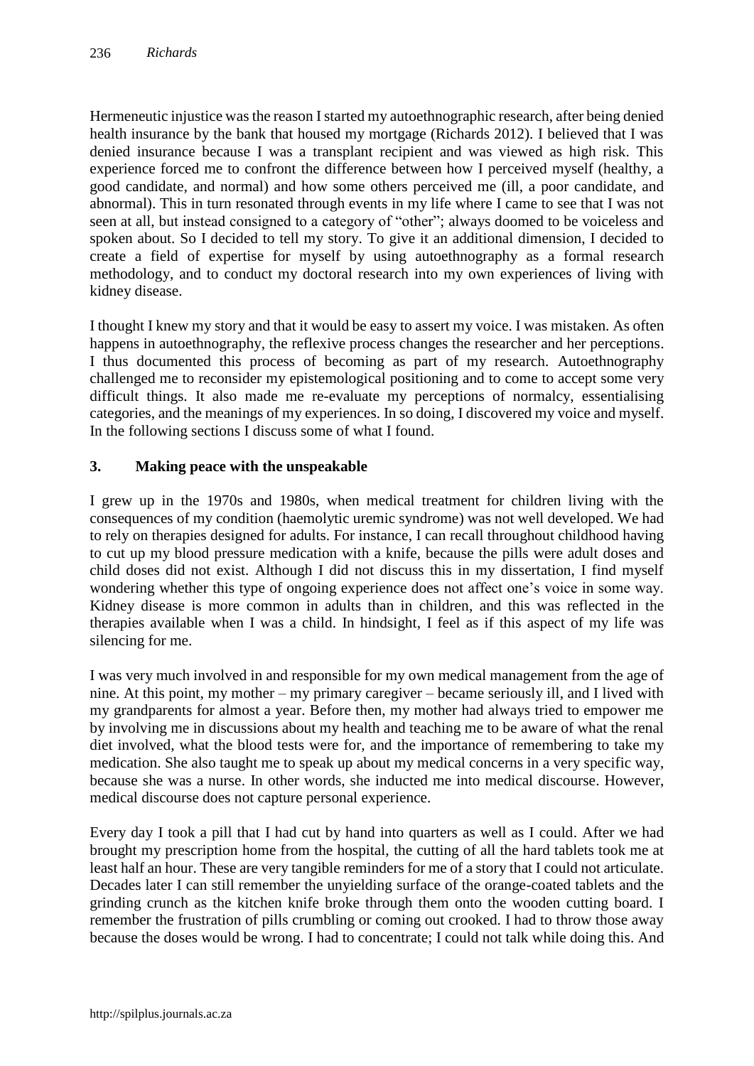Hermeneutic injustice was the reason I started my autoethnographic research, after being denied health insurance by the bank that housed my mortgage (Richards 2012). I believed that I was denied insurance because I was a transplant recipient and was viewed as high risk. This experience forced me to confront the difference between how I perceived myself (healthy, a good candidate, and normal) and how some others perceived me (ill, a poor candidate, and abnormal). This in turn resonated through events in my life where I came to see that I was not seen at all, but instead consigned to a category of "other"; always doomed to be voiceless and spoken about. So I decided to tell my story. To give it an additional dimension, I decided to create a field of expertise for myself by using autoethnography as a formal research methodology, and to conduct my doctoral research into my own experiences of living with kidney disease.

I thought I knew my story and that it would be easy to assert my voice. I was mistaken. As often happens in autoethnography, the reflexive process changes the researcher and her perceptions. I thus documented this process of becoming as part of my research. Autoethnography challenged me to reconsider my epistemological positioning and to come to accept some very difficult things. It also made me re-evaluate my perceptions of normalcy, essentialising categories, and the meanings of my experiences. In so doing, I discovered my voice and myself. In the following sections I discuss some of what I found.

## 3. Making peace with the unspeakable

I grew up in the 1970s and 1980s, when medical treatment for children living with the consequences of my condition (haemolytic uremic syndrome) was not well developed. We had to rely on therapies designed for adults. For instance, I can recall throughout childhood having to cut up my blood pressure medication with a knife, because the pills were adult doses and child doses did not exist. Although I did not discuss this in my dissertation, I find myself wondering whether this type of ongoing experience does not affect one's voice in some way. Kidney disease is more common in adults than in children, and this was reflected in the therapies available when I was a child. In hindsight, I feel as if this aspect of my life was silencing for me.

I was very much involved in and responsible for my own medical management from the age of nine. At this point, my mother – my primary caregiver – became seriously ill, and I lived with my grandparents for almost a year. Before then, my mother had always tried to empower me by involving me in discussions about my health and teaching me to be aware of what the renal diet involved, what the blood tests were for, and the importance of remembering to take my medication. She also taught me to speak up about my medical concerns in a very specific way, because she was a nurse. In other words, she inducted me into medical discourse. However, medical discourse does not capture personal experience.

Every day I took a pill that I had cut by hand into quarters as well as I could. After we had brought my prescription home from the hospital, the cutting of all the hard tablets took me at least half an hour. These are very tangible reminders for me of a story that I could not articulate. Decades later I can still remember the unyielding surface of the orange-coated tablets and the grinding crunch as the kitchen knife broke through them onto the wooden cutting board. I remember the frustration of pills crumbling or coming out crooked. I had to throw those away because the doses would be wrong. I had to concentrate; I could not talk while doing this. And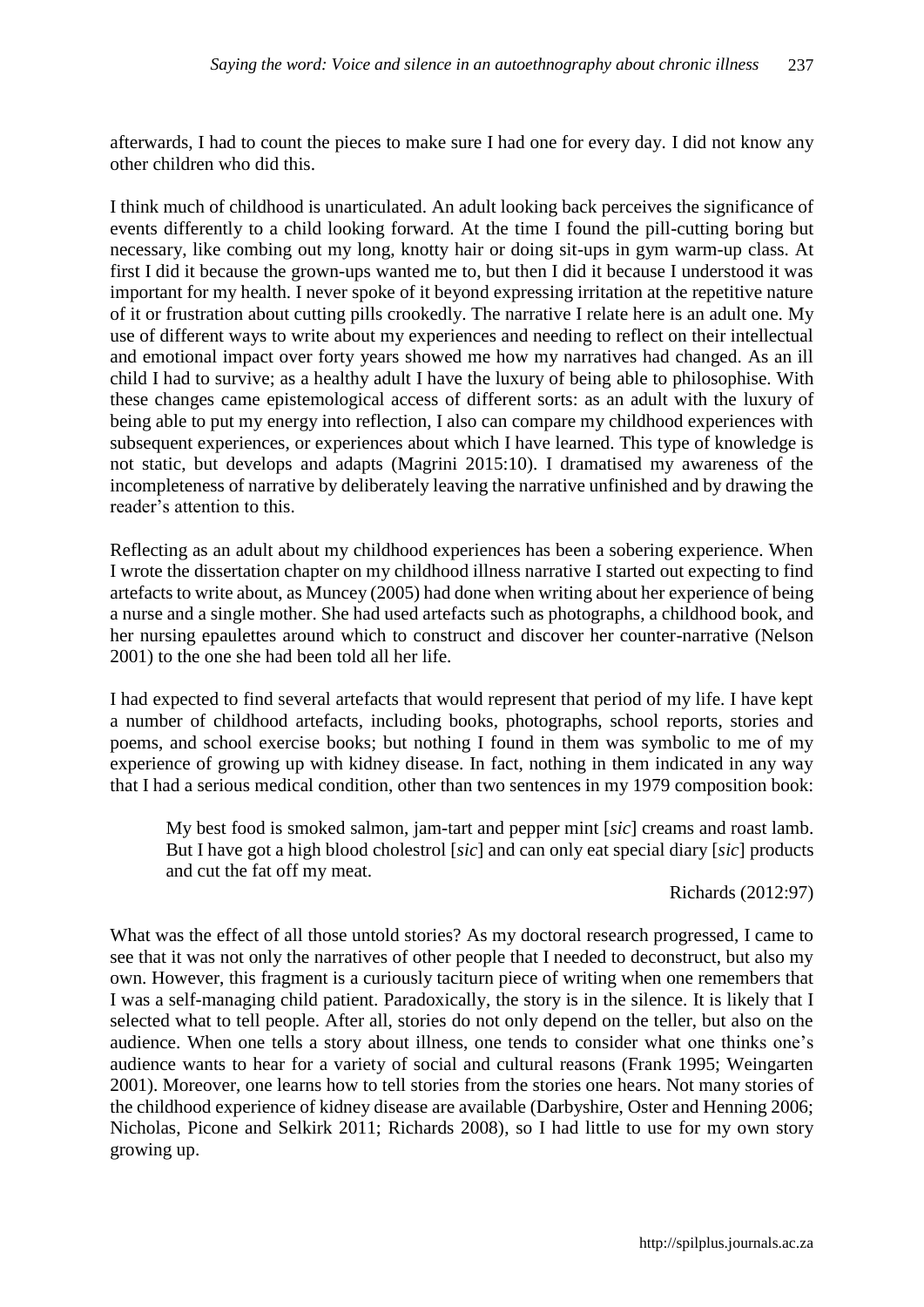afterwards, I had to count the pieces to make sure I had one for every day. I did not know any other children who did this.

I think much of childhood is unarticulated. An adult looking back perceives the significance of events differently to a child looking forward. At the time I found the pill-cutting boring but necessary, like combing out my long, knotty hair or doing sit-ups in gym warm-up class. At first I did it because the grown-ups wanted me to, but then I did it because I understood it was important for my health. I never spoke of it beyond expressing irritation at the repetitive nature of it or frustration about cutting pills crookedly. The narrative I relate here is an adult one. My use of different ways to write about my experiences and needing to reflect on their intellectual and emotional impact over forty years showed me how my narratives had changed. As an ill child I had to survive; as a healthy adult I have the luxury of being able to philosophise. With these changes came epistemological access of different sorts: as an adult with the luxury of being able to put my energy into reflection, I also can compare my childhood experiences with subsequent experiences, or experiences about which I have learned. This type of knowledge is not static, but develops and adapts (Magrini 2015:10). I dramatised my awareness of the incompleteness of narrative by deliberately leaving the narrative unfinished and by drawing the reader's attention to this.

Reflecting as an adult about my childhood experiences has been a sobering experience. When I wrote the dissertation chapter on my childhood illness narrative I started out expecting to find artefacts to write about, as Muncey (2005) had done when writing about her experience of being a nurse and a single mother. She had used artefacts such as photographs, a childhood book, and her nursing epaulettes around which to construct and discover her counter-narrative (Nelson 2001) to the one she had been told all her life.

I had expected to find several artefacts that would represent that period of my life. I have kept a number of childhood artefacts, including books, photographs, school reports, stories and poems, and school exercise books; but nothing I found in them was symbolic to me of my experience of growing up with kidney disease. In fact, nothing in them indicated in any way that I had a serious medical condition, other than two sentences in my 1979 composition book:

> My best food is smoked salmon, jam-tart and pepper mint [*sic*] creams and roast lamb. But I have got a high blood cholestrol [*sic*] and can only eat special diary [*sic*] products and cut the fat off my meat.
>
> Richards (2012:97)

What was the effect of all those untold stories? As my doctoral research progressed, I came to see that it was not only the narratives of other people that I needed to deconstruct, but also my own. However, this fragment is a curiously taciturn piece of writing when one remembers that I was a self-managing child patient. Paradoxically, the story is in the silence. It is likely that I selected what to tell people. After all, stories do not only depend on the teller, but also on the audience. When one tells a story about illness, one tends to consider what one thinks one's audience wants to hear for a variety of social and cultural reasons (Frank 1995; Weingarten 2001). Moreover, one learns how to tell stories from the stories one hears. Not many stories of the childhood experience of kidney disease are available (Darbyshire, Oster and Henning 2006; Nicholas, Picone and Selkirk 2011; Richards 2008), so I had little to use for my own story growing up.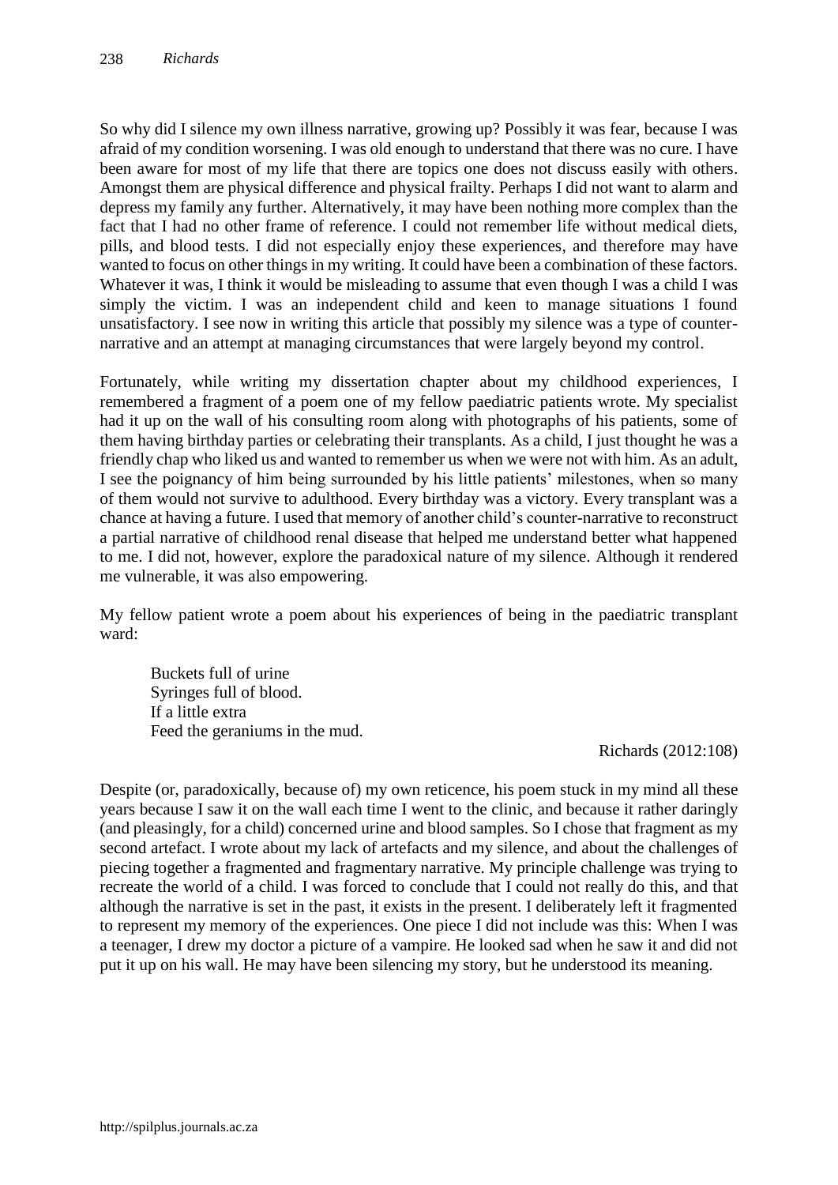So why did I silence my own illness narrative, growing up? Possibly it was fear, because I was afraid of my condition worsening. I was old enough to understand that there was no cure. I have been aware for most of my life that there are topics one does not discuss easily with others. Amongst them are physical difference and physical frailty. Perhaps I did not want to alarm and depress my family any further. Alternatively, it may have been nothing more complex than the fact that I had no other frame of reference. I could not remember life without medical diets, pills, and blood tests. I did not especially enjoy these experiences, and therefore may have wanted to focus on other things in my writing. It could have been a combination of these factors. Whatever it was, I think it would be misleading to assume that even though I was a child I was simply the victim. I was an independent child and keen to manage situations I found unsatisfactory. I see now in writing this article that possibly my silence was a type of counter-narrative and an attempt at managing circumstances that were largely beyond my control.

Fortunately, while writing my dissertation chapter about my childhood experiences, I remembered a fragment of a poem one of my fellow paediatric patients wrote. My specialist had it up on the wall of his consulting room along with photographs of his patients, some of them having birthday parties or celebrating their transplants. As a child, I just thought he was a friendly chap who liked us and wanted to remember us when we were not with him. As an adult, I see the poignancy of him being surrounded by his little patients' milestones, when so many of them would not survive to adulthood. Every birthday was a victory. Every transplant was a chance at having a future. I used that memory of another child's counter-narrative to reconstruct a partial narrative of childhood renal disease that helped me understand better what happened to me. I did not, however, explore the paradoxical nature of my silence. Although it rendered me vulnerable, it was also empowering.

My fellow patient wrote a poem about his experiences of being in the paediatric transplant ward:

> Buckets full of urine
> Syringes full of blood.
> If a little extra
> Feed the geraniums in the mud.
>
> Richards (2012:108)

Despite (or, paradoxically, because of) my own reticence, his poem stuck in my mind all these years because I saw it on the wall each time I went to the clinic, and because it rather daringly (and pleasingly, for a child) concerned urine and blood samples. So I chose that fragment as my second artefact. I wrote about my lack of artefacts and my silence, and about the challenges of piecing together a fragmented and fragmentary narrative. My principle challenge was trying to recreate the world of a child. I was forced to conclude that I could not really do this, and that although the narrative is set in the past, it exists in the present. I deliberately left it fragmented to represent my memory of the experiences. One piece I did not include was this: When I was a teenager, I drew my doctor a picture of a vampire. He looked sad when he saw it and did not put it up on his wall. He may have been silencing my story, but he understood its meaning.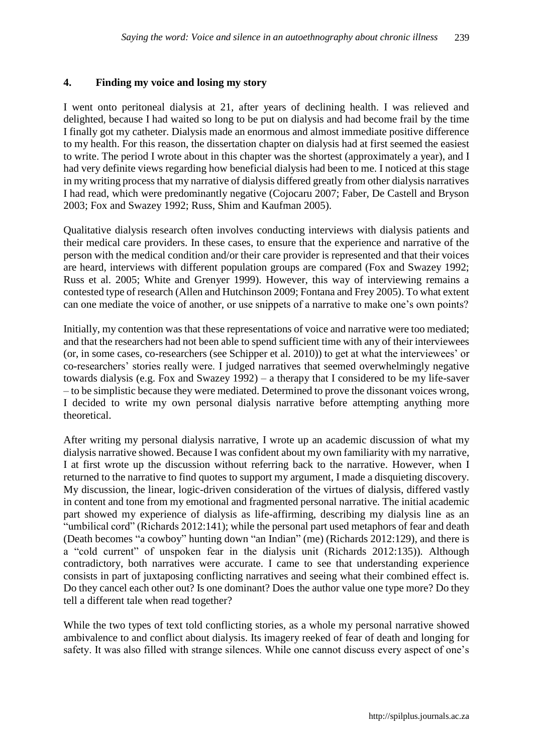## 4. Finding my voice and losing my story

I went onto peritoneal dialysis at 21, after years of declining health. I was relieved and delighted, because I had waited so long to be put on dialysis and had become frail by the time I finally got my catheter. Dialysis made an enormous and almost immediate positive difference to my health. For this reason, the dissertation chapter on dialysis had at first seemed the easiest to write. The period I wrote about in this chapter was the shortest (approximately a year), and I had very definite views regarding how beneficial dialysis had been to me. I noticed at this stage in my writing process that my narrative of dialysis differed greatly from other dialysis narratives I had read, which were predominantly negative (Cojocaru 2007; Faber, De Castell and Bryson 2003; Fox and Swazey 1992; Russ, Shim and Kaufman 2005).

Qualitative dialysis research often involves conducting interviews with dialysis patients and their medical care providers. In these cases, to ensure that the experience and narrative of the person with the medical condition and/or their care provider is represented and that their voices are heard, interviews with different population groups are compared (Fox and Swazey 1992; Russ et al. 2005; White and Grenyer 1999). However, this way of interviewing remains a contested type of research (Allen and Hutchinson 2009; Fontana and Frey 2005). To what extent can one mediate the voice of another, or use snippets of a narrative to make one's own points?

Initially, my contention was that these representations of voice and narrative were too mediated; and that the researchers had not been able to spend sufficient time with any of their interviewees (or, in some cases, co-researchers (see Schipper et al. 2010)) to get at what the interviewees' or co-researchers' stories really were. I judged narratives that seemed overwhelmingly negative towards dialysis (e.g. Fox and Swazey 1992) – a therapy that I considered to be my life-saver – to be simplistic because they were mediated. Determined to prove the dissonant voices wrong, I decided to write my own personal dialysis narrative before attempting anything more theoretical.

After writing my personal dialysis narrative, I wrote up an academic discussion of what my dialysis narrative showed. Because I was confident about my own familiarity with my narrative, I at first wrote up the discussion without referring back to the narrative. However, when I returned to the narrative to find quotes to support my argument, I made a disquieting discovery. My discussion, the linear, logic-driven consideration of the virtues of dialysis, differed vastly in content and tone from my emotional and fragmented personal narrative. The initial academic part showed my experience of dialysis as life-affirming, describing my dialysis line as an "umbilical cord" (Richards 2012:141); while the personal part used metaphors of fear and death (Death becomes "a cowboy" hunting down "an Indian" (me) (Richards 2012:129), and there is a "cold current" of unspoken fear in the dialysis unit (Richards 2012:135)). Although contradictory, both narratives were accurate. I came to see that understanding experience consists in part of juxtaposing conflicting narratives and seeing what their combined effect is. Do they cancel each other out? Is one dominant? Does the author value one type more? Do they tell a different tale when read together?

While the two types of text told conflicting stories, as a whole my personal narrative showed ambivalence to and conflict about dialysis. Its imagery reeked of fear of death and longing for safety. It was also filled with strange silences. While one cannot discuss every aspect of one's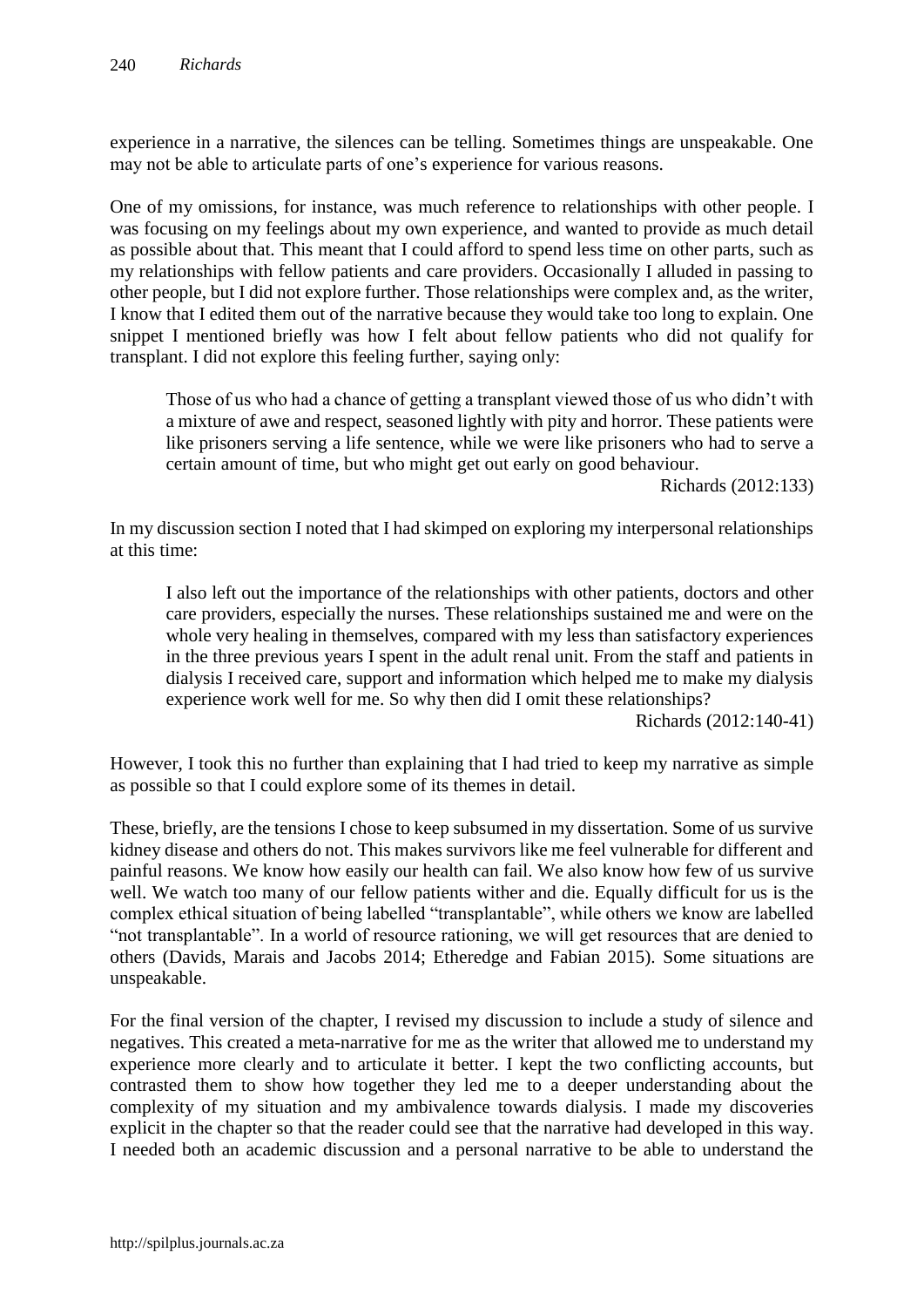experience in a narrative, the silences can be telling. Sometimes things are unspeakable. One may not be able to articulate parts of one's experience for various reasons.

One of my omissions, for instance, was much reference to relationships with other people. I was focusing on my feelings about my own experience, and wanted to provide as much detail as possible about that. This meant that I could afford to spend less time on other parts, such as my relationships with fellow patients and care providers. Occasionally I alluded in passing to other people, but I did not explore further. Those relationships were complex and, as the writer, I know that I edited them out of the narrative because they would take too long to explain. One snippet I mentioned briefly was how I felt about fellow patients who did not qualify for transplant. I did not explore this feeling further, saying only:

> Those of us who had a chance of getting a transplant viewed those of us who didn't with a mixture of awe and respect, seasoned lightly with pity and horror. These patients were like prisoners serving a life sentence, while we were like prisoners who had to serve a certain amount of time, but who might get out early on good behaviour.
>
> Richards (2012:133)

In my discussion section I noted that I had skimped on exploring my interpersonal relationships at this time:

> I also left out the importance of the relationships with other patients, doctors and other care providers, especially the nurses. These relationships sustained me and were on the whole very healing in themselves, compared with my less than satisfactory experiences in the three previous years I spent in the adult renal unit. From the staff and patients in dialysis I received care, support and information which helped me to make my dialysis experience work well for me. So why then did I omit these relationships?
>
> Richards (2012:140-41)

However, I took this no further than explaining that I had tried to keep my narrative as simple as possible so that I could explore some of its themes in detail.

These, briefly, are the tensions I chose to keep subsumed in my dissertation. Some of us survive kidney disease and others do not. This makes survivors like me feel vulnerable for different and painful reasons. We know how easily our health can fail. We also know how few of us survive well. We watch too many of our fellow patients wither and die. Equally difficult for us is the complex ethical situation of being labelled "transplantable", while others we know are labelled "not transplantable". In a world of resource rationing, we will get resources that are denied to others (Davids, Marais and Jacobs 2014; Etheredge and Fabian 2015). Some situations are unspeakable.

For the final version of the chapter, I revised my discussion to include a study of silence and negatives. This created a meta-narrative for me as the writer that allowed me to understand my experience more clearly and to articulate it better. I kept the two conflicting accounts, but contrasted them to show how together they led me to a deeper understanding about the complexity of my situation and my ambivalence towards dialysis. I made my discoveries explicit in the chapter so that the reader could see that the narrative had developed in this way. I needed both an academic discussion and a personal narrative to be able to understand the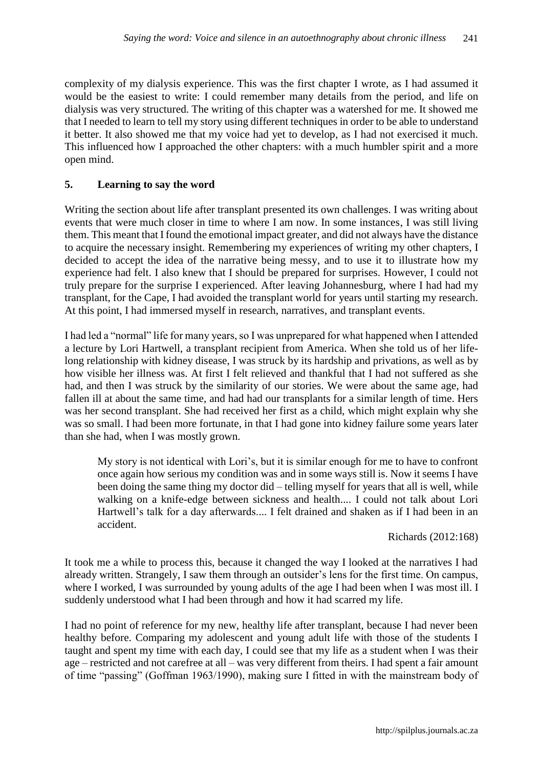complexity of my dialysis experience. This was the first chapter I wrote, as I had assumed it would be the easiest to write: I could remember many details from the period, and life on dialysis was very structured. The writing of this chapter was a watershed for me. It showed me that I needed to learn to tell my story using different techniques in order to be able to understand it better. It also showed me that my voice had yet to develop, as I had not exercised it much. This influenced how I approached the other chapters: with a much humbler spirit and a more open mind.

## 5. Learning to say the word

Writing the section about life after transplant presented its own challenges. I was writing about events that were much closer in time to where I am now. In some instances, I was still living them. This meant that I found the emotional impact greater, and did not always have the distance to acquire the necessary insight. Remembering my experiences of writing my other chapters, I decided to accept the idea of the narrative being messy, and to use it to illustrate how my experience had felt. I also knew that I should be prepared for surprises. However, I could not truly prepare for the surprise I experienced. After leaving Johannesburg, where I had had my transplant, for the Cape, I had avoided the transplant world for years until starting my research. At this point, I had immersed myself in research, narratives, and transplant events.

I had led a "normal" life for many years, so I was unprepared for what happened when I attended a lecture by Lori Hartwell, a transplant recipient from America. When she told us of her life-long relationship with kidney disease, I was struck by its hardship and privations, as well as by how visible her illness was. At first I felt relieved and thankful that I had not suffered as she had, and then I was struck by the similarity of our stories. We were about the same age, had fallen ill at about the same time, and had had our transplants for a similar length of time. Hers was her second transplant. She had received her first as a child, which might explain why she was so small. I had been more fortunate, in that I had gone into kidney failure some years later than she had, when I was mostly grown.

> My story is not identical with Lori's, but it is similar enough for me to have to confront once again how serious my condition was and in some ways still is. Now it seems I have been doing the same thing my doctor did – telling myself for years that all is well, while walking on a knife-edge between sickness and health.... I could not talk about Lori Hartwell's talk for a day afterwards.... I felt drained and shaken as if I had been in an accident.
>
> Richards (2012:168)

It took me a while to process this, because it changed the way I looked at the narratives I had already written. Strangely, I saw them through an outsider's lens for the first time. On campus, where I worked, I was surrounded by young adults of the age I had been when I was most ill. I suddenly understood what I had been through and how it had scarred my life.

I had no point of reference for my new, healthy life after transplant, because I had never been healthy before. Comparing my adolescent and young adult life with those of the students I taught and spent my time with each day, I could see that my life as a student when I was their age – restricted and not carefree at all – was very different from theirs. I had spent a fair amount of time "passing" (Goffman 1963/1990), making sure I fitted in with the mainstream body of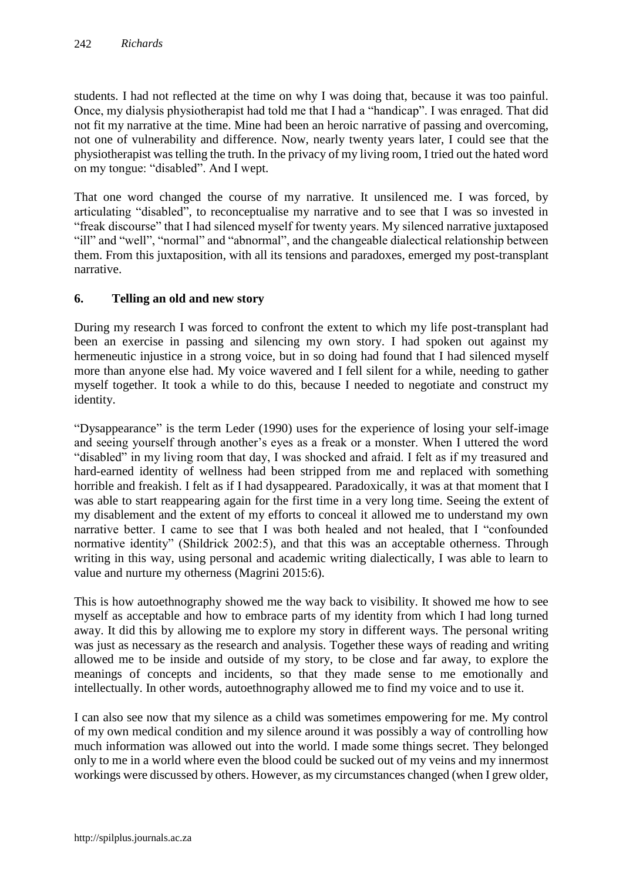students. I had not reflected at the time on why I was doing that, because it was too painful. Once, my dialysis physiotherapist had told me that I had a "handicap". I was enraged. That did not fit my narrative at the time. Mine had been an heroic narrative of passing and overcoming, not one of vulnerability and difference. Now, nearly twenty years later, I could see that the physiotherapist was telling the truth. In the privacy of my living room, I tried out the hated word on my tongue: "disabled". And I wept.

That one word changed the course of my narrative. It unsilenced me. I was forced, by articulating "disabled", to reconceptualise my narrative and to see that I was so invested in "freak discourse" that I had silenced myself for twenty years. My silenced narrative juxtaposed "ill" and "well", "normal" and "abnormal", and the changeable dialectical relationship between them. From this juxtaposition, with all its tensions and paradoxes, emerged my post-transplant narrative.

## 6. Telling an old and new story

During my research I was forced to confront the extent to which my life post-transplant had been an exercise in passing and silencing my own story. I had spoken out against my hermeneutic injustice in a strong voice, but in so doing had found that I had silenced myself more than anyone else had. My voice wavered and I fell silent for a while, needing to gather myself together. It took a while to do this, because I needed to negotiate and construct my identity.

"Dysappearance" is the term Leder (1990) uses for the experience of losing your self-image and seeing yourself through another's eyes as a freak or a monster. When I uttered the word "disabled" in my living room that day, I was shocked and afraid. I felt as if my treasured and hard-earned identity of wellness had been stripped from me and replaced with something horrible and freakish. I felt as if I had dysappeared. Paradoxically, it was at that moment that I was able to start reappearing again for the first time in a very long time. Seeing the extent of my disablement and the extent of my efforts to conceal it allowed me to understand my own narrative better. I came to see that I was both healed and not healed, that I "confounded normative identity" (Shildrick 2002:5), and that this was an acceptable otherness. Through writing in this way, using personal and academic writing dialectically, I was able to learn to value and nurture my otherness (Magrini 2015:6).

This is how autoethnography showed me the way back to visibility. It showed me how to see myself as acceptable and how to embrace parts of my identity from which I had long turned away. It did this by allowing me to explore my story in different ways. The personal writing was just as necessary as the research and analysis. Together these ways of reading and writing allowed me to be inside and outside of my story, to be close and far away, to explore the meanings of concepts and incidents, so that they made sense to me emotionally and intellectually. In other words, autoethnography allowed me to find my voice and to use it.

I can also see now that my silence as a child was sometimes empowering for me. My control of my own medical condition and my silence around it was possibly a way of controlling how much information was allowed out into the world. I made some things secret. They belonged only to me in a world where even the blood could be sucked out of my veins and my innermost workings were discussed by others. However, as my circumstances changed (when I grew older,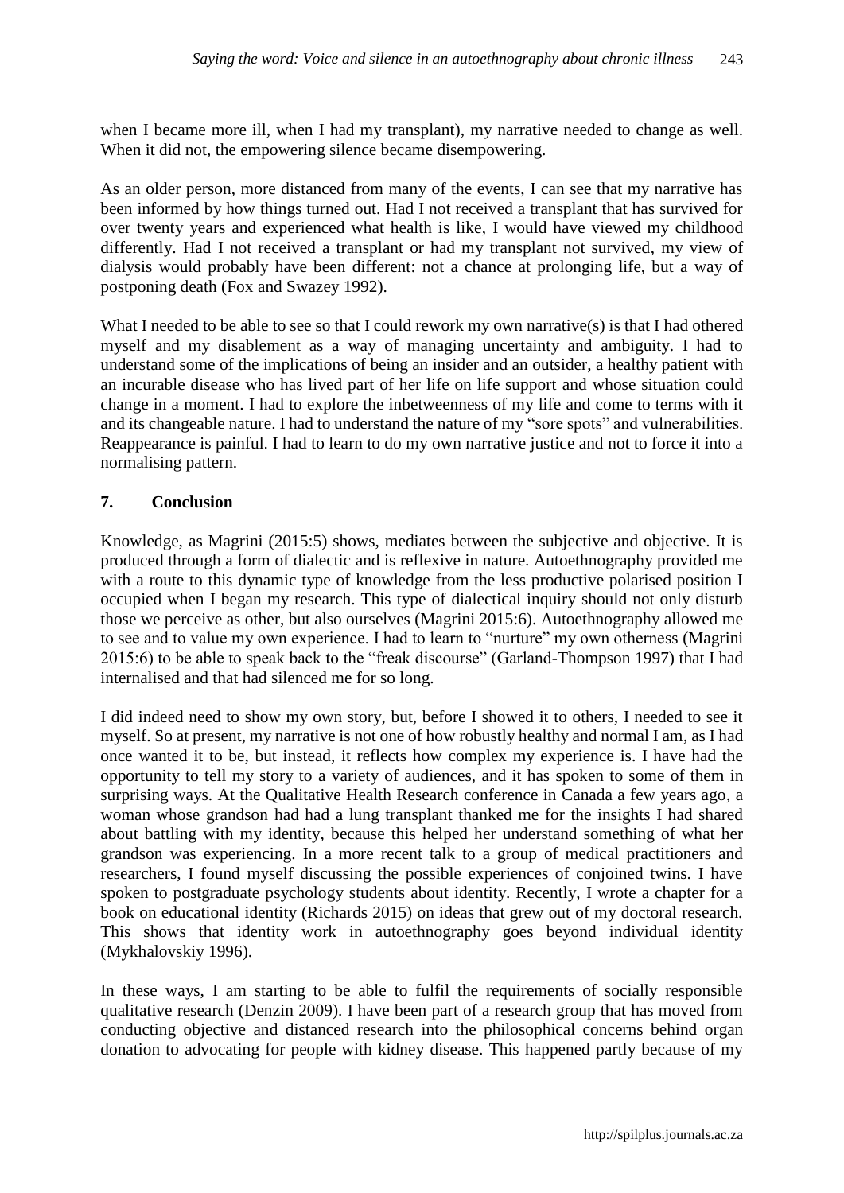when I became more ill, when I had my transplant), my narrative needed to change as well. When it did not, the empowering silence became disempowering.

As an older person, more distanced from many of the events, I can see that my narrative has been informed by how things turned out. Had I not received a transplant that has survived for over twenty years and experienced what health is like, I would have viewed my childhood differently. Had I not received a transplant or had my transplant not survived, my view of dialysis would probably have been different: not a chance at prolonging life, but a way of postponing death (Fox and Swazey 1992).

What I needed to be able to see so that I could rework my own narrative(s) is that I had othered myself and my disablement as a way of managing uncertainty and ambiguity. I had to understand some of the implications of being an insider and an outsider, a healthy patient with an incurable disease who has lived part of her life on life support and whose situation could change in a moment. I had to explore the inbetweenness of my life and come to terms with it and its changeable nature. I had to understand the nature of my "sore spots" and vulnerabilities. Reappearance is painful. I had to learn to do my own narrative justice and not to force it into a normalising pattern.

## 7. Conclusion

Knowledge, as Magrini (2015:5) shows, mediates between the subjective and objective. It is produced through a form of dialectic and is reflexive in nature. Autoethnography provided me with a route to this dynamic type of knowledge from the less productive polarised position I occupied when I began my research. This type of dialectical inquiry should not only disturb those we perceive as other, but also ourselves (Magrini 2015:6). Autoethnography allowed me to see and to value my own experience. I had to learn to "nurture" my own otherness (Magrini 2015:6) to be able to speak back to the "freak discourse" (Garland-Thompson 1997) that I had internalised and that had silenced me for so long.

I did indeed need to show my own story, but, before I showed it to others, I needed to see it myself. So at present, my narrative is not one of how robustly healthy and normal I am, as I had once wanted it to be, but instead, it reflects how complex my experience is. I have had the opportunity to tell my story to a variety of audiences, and it has spoken to some of them in surprising ways. At the Qualitative Health Research conference in Canada a few years ago, a woman whose grandson had had a lung transplant thanked me for the insights I had shared about battling with my identity, because this helped her understand something of what her grandson was experiencing. In a more recent talk to a group of medical practitioners and researchers, I found myself discussing the possible experiences of conjoined twins. I have spoken to postgraduate psychology students about identity. Recently, I wrote a chapter for a book on educational identity (Richards 2015) on ideas that grew out of my doctoral research. This shows that identity work in autoethnography goes beyond individual identity (Mykhalovskiy 1996).

In these ways, I am starting to be able to fulfil the requirements of socially responsible qualitative research (Denzin 2009). I have been part of a research group that has moved from conducting objective and distanced research into the philosophical concerns behind organ donation to advocating for people with kidney disease. This happened partly because of my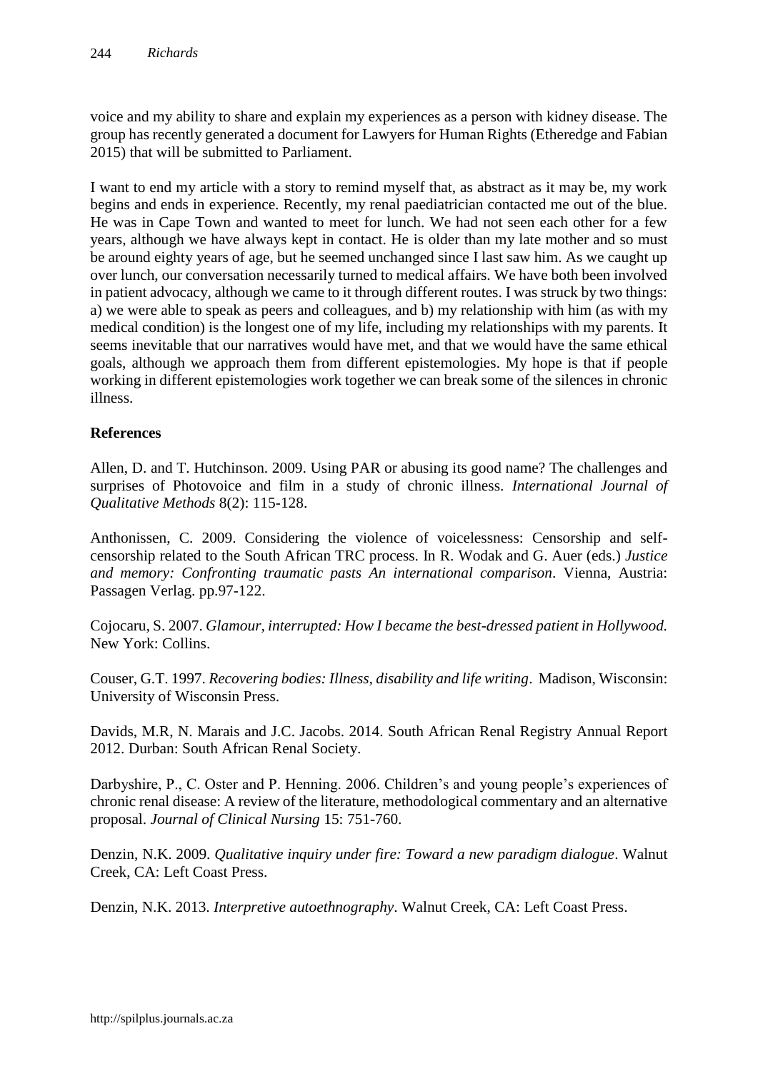voice and my ability to share and explain my experiences as a person with kidney disease. The group has recently generated a document for Lawyers for Human Rights (Etheredge and Fabian 2015) that will be submitted to Parliament.

I want to end my article with a story to remind myself that, as abstract as it may be, my work begins and ends in experience. Recently, my renal paediatrician contacted me out of the blue. He was in Cape Town and wanted to meet for lunch. We had not seen each other for a few years, although we have always kept in contact. He is older than my late mother and so must be around eighty years of age, but he seemed unchanged since I last saw him. As we caught up over lunch, our conversation necessarily turned to medical affairs. We have both been involved in patient advocacy, although we came to it through different routes. I was struck by two things: a) we were able to speak as peers and colleagues, and b) my relationship with him (as with my medical condition) is the longest one of my life, including my relationships with my parents. It seems inevitable that our narratives would have met, and that we would have the same ethical goals, although we approach them from different epistemologies. My hope is that if people working in different epistemologies work together we can break some of the silences in chronic illness.

## References

Allen, D. and T. Hutchinson. 2009. Using PAR or abusing its good name? The challenges and surprises of Photovoice and film in a study of chronic illness. *International Journal of Qualitative Methods* 8(2): 115-128.

Anthonissen, C. 2009. Considering the violence of voicelessness: Censorship and self-censorship related to the South African TRC process. In R. Wodak and G. Auer (eds.) *Justice and memory: Confronting traumatic pasts An international comparison*. Vienna, Austria: Passagen Verlag. pp.97-122.

Cojocaru, S. 2007. *Glamour, interrupted: How I became the best-dressed patient in Hollywood.* New York: Collins.

Couser, G.T. 1997. *Recovering bodies: Illness, disability and life writing*. Madison, Wisconsin: University of Wisconsin Press.

Davids, M.R, N. Marais and J.C. Jacobs. 2014. South African Renal Registry Annual Report 2012. Durban: South African Renal Society.

Darbyshire, P., C. Oster and P. Henning. 2006. Children's and young people's experiences of chronic renal disease: A review of the literature, methodological commentary and an alternative proposal. *Journal of Clinical Nursing* 15: 751-760.

Denzin, N.K. 2009. *Qualitative inquiry under fire: Toward a new paradigm dialogue*. Walnut Creek, CA: Left Coast Press.

Denzin, N.K. 2013. *Interpretive autoethnography*. Walnut Creek, CA: Left Coast Press.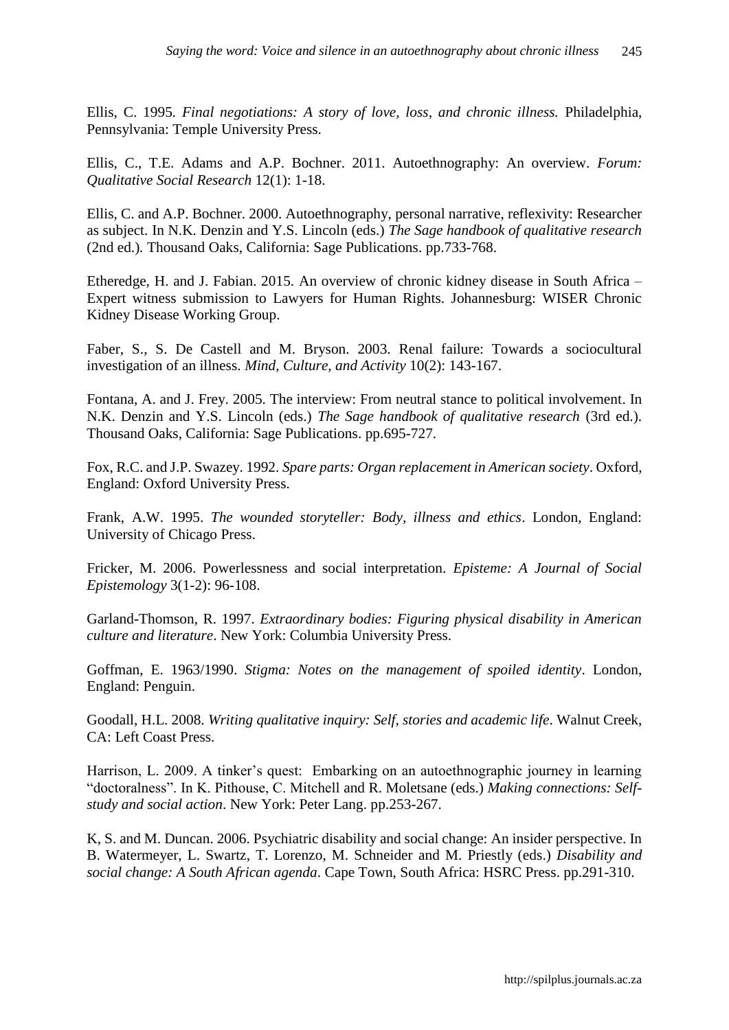Ellis, C. 1995. *Final negotiations: A story of love, loss, and chronic illness.* Philadelphia, Pennsylvania: Temple University Press.

Ellis, C., T.E. Adams and A.P. Bochner. 2011. Autoethnography: An overview. *Forum: Qualitative Social Research* 12(1): 1-18.

Ellis, C. and A.P. Bochner. 2000. Autoethnography, personal narrative, reflexivity: Researcher as subject. In N.K. Denzin and Y.S. Lincoln (eds.) *The Sage handbook of qualitative research* (2nd ed.)*.* Thousand Oaks, California: Sage Publications. pp.733-768.

Etheredge, H. and J. Fabian. 2015. An overview of chronic kidney disease in South Africa – Expert witness submission to Lawyers for Human Rights. Johannesburg: WISER Chronic Kidney Disease Working Group.

Faber, S., S. De Castell and M. Bryson. 2003. Renal failure: Towards a sociocultural investigation of an illness. *Mind, Culture, and Activity* 10(2): 143-167.

Fontana, A. and J. Frey. 2005. The interview: From neutral stance to political involvement. In N.K. Denzin and Y.S. Lincoln (eds.) *The Sage handbook of qualitative research* (3rd ed.). Thousand Oaks, California: Sage Publications. pp.695-727.

Fox, R.C. and J.P. Swazey. 1992. *Spare parts: Organ replacement in American society*. Oxford, England: Oxford University Press.

Frank, A.W. 1995. *The wounded storyteller: Body, illness and ethics*. London, England: University of Chicago Press.

Fricker, M. 2006. Powerlessness and social interpretation. *Episteme: A Journal of Social Epistemology* 3(1-2): 96-108.

Garland-Thomson, R. 1997. *Extraordinary bodies: Figuring physical disability in American culture and literature*. New York: Columbia University Press.

Goffman, E. 1963/1990. *Stigma: Notes on the management of spoiled identity*. London, England: Penguin.

Goodall, H.L. 2008. *Writing qualitative inquiry: Self, stories and academic life*. Walnut Creek, CA: Left Coast Press.

Harrison, L. 2009. A tinker's quest: Embarking on an autoethnographic journey in learning "doctoralness". In K. Pithouse, C. Mitchell and R. Moletsane (eds.) *Making connections: Self-study and social action*. New York: Peter Lang. pp.253-267.

K, S. and M. Duncan. 2006. Psychiatric disability and social change: An insider perspective. In B. Watermeyer, L. Swartz, T. Lorenzo, M. Schneider and M. Priestly (eds.) *Disability and social change: A South African agenda*. Cape Town, South Africa: HSRC Press. pp.291-310.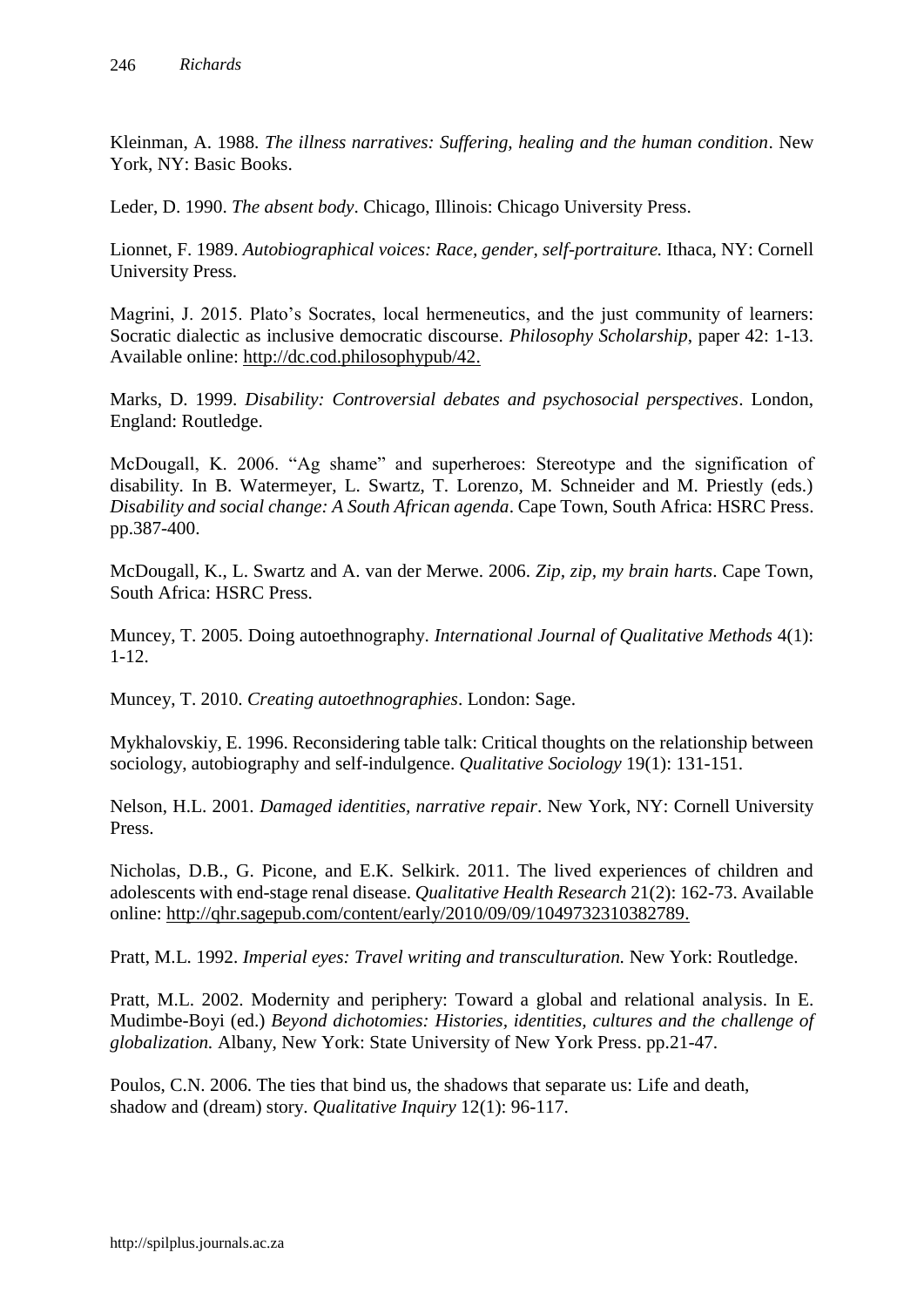Kleinman, A. 1988. *The illness narratives: Suffering, healing and the human condition*. New York, NY: Basic Books.

Leder, D. 1990. *The absent body*. Chicago, Illinois: Chicago University Press.

Lionnet, F. 1989. *Autobiographical voices: Race, gender, self-portraiture.* Ithaca, NY: Cornell University Press.

Magrini, J. 2015. Plato's Socrates, local hermeneutics, and the just community of learners: Socratic dialectic as inclusive democratic discourse. *Philosophy Scholarship*, paper 42: 1-13. Available online: http://dc.cod.philosophypub/42.

Marks, D. 1999. *Disability: Controversial debates and psychosocial perspectives*. London, England: Routledge.

McDougall, K. 2006. "Ag shame" and superheroes: Stereotype and the signification of disability. In B. Watermeyer, L. Swartz, T. Lorenzo, M. Schneider and M. Priestly (eds.) *Disability and social change: A South African agenda*. Cape Town, South Africa: HSRC Press. pp.387-400.

McDougall, K., L. Swartz and A. van der Merwe. 2006. *Zip, zip, my brain harts*. Cape Town, South Africa: HSRC Press.

Muncey, T. 2005. Doing autoethnography. *International Journal of Qualitative Methods* 4(1): 1-12.

Muncey, T. 2010. *Creating autoethnographies*. London: Sage.

Mykhalovskiy, E. 1996. Reconsidering table talk: Critical thoughts on the relationship between sociology, autobiography and self-indulgence. *Qualitative Sociology* 19(1): 131-151.

Nelson, H.L. 2001. *Damaged identities, narrative repair*. New York, NY: Cornell University Press.

Nicholas, D.B., G. Picone, and E.K. Selkirk. 2011. The lived experiences of children and adolescents with end-stage renal disease. *Qualitative Health Research* 21(2): 162-73. Available online: http://qhr.sagepub.com/content/early/2010/09/09/1049732310382789.

Pratt, M.L. 1992. *Imperial eyes: Travel writing and transculturation.* New York: Routledge.

Pratt, M.L. 2002. Modernity and periphery: Toward a global and relational analysis. In E. Mudimbe-Boyi (ed.) *Beyond dichotomies: Histories, identities, cultures and the challenge of globalization.* Albany, New York: State University of New York Press. pp.21-47.

Poulos, C.N. 2006. The ties that bind us, the shadows that separate us: Life and death, shadow and (dream) story. *Qualitative Inquiry* 12(1): 96-117.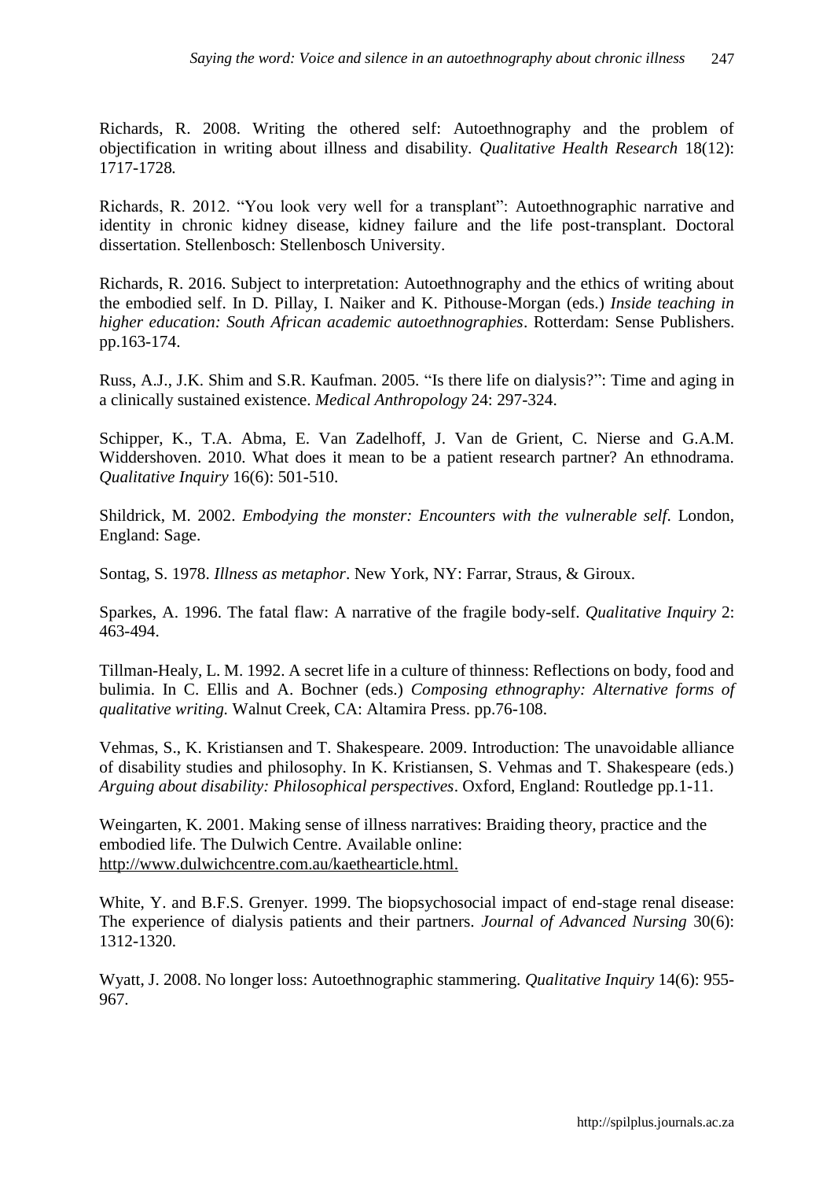Richards, R. 2008. Writing the othered self: Autoethnography and the problem of objectification in writing about illness and disability. *Qualitative Health Research* 18(12): 1717-1728.

Richards, R. 2012. "You look very well for a transplant": Autoethnographic narrative and identity in chronic kidney disease, kidney failure and the life post-transplant. Doctoral dissertation. Stellenbosch: Stellenbosch University.

Richards, R. 2016. Subject to interpretation: Autoethnography and the ethics of writing about the embodied self. In D. Pillay, I. Naiker and K. Pithouse-Morgan (eds.) *Inside teaching in higher education: South African academic autoethnographies*. Rotterdam: Sense Publishers. pp.163-174.

Russ, A.J., J.K. Shim and S.R. Kaufman. 2005. "Is there life on dialysis?": Time and aging in a clinically sustained existence. *Medical Anthropology* 24: 297-324.

Schipper, K., T.A. Abma, E. Van Zadelhoff, J. Van de Grient, C. Nierse and G.A.M. Widdershoven. 2010. What does it mean to be a patient research partner? An ethnodrama. *Qualitative Inquiry* 16(6): 501-510.

Shildrick, M. 2002. *Embodying the monster: Encounters with the vulnerable self*. London, England: Sage.

Sontag, S. 1978. *Illness as metaphor*. New York, NY: Farrar, Straus, & Giroux.

Sparkes, A. 1996. The fatal flaw: A narrative of the fragile body-self. *Qualitative Inquiry* 2: 463-494.

Tillman-Healy, L. M. 1992. A secret life in a culture of thinness: Reflections on body, food and bulimia. In C. Ellis and A. Bochner (eds.) *Composing ethnography: Alternative forms of qualitative writing.* Walnut Creek, CA: Altamira Press. pp.76-108.

Vehmas, S., K. Kristiansen and T. Shakespeare. 2009. Introduction: The unavoidable alliance of disability studies and philosophy. In K. Kristiansen, S. Vehmas and T. Shakespeare (eds.) *Arguing about disability: Philosophical perspectives*. Oxford, England: Routledge pp.1-11.

Weingarten, K. 2001. Making sense of illness narratives: Braiding theory, practice and the embodied life. The Dulwich Centre. Available online: http://www.dulwichcentre.com.au/kaethearticle.html.

White, Y. and B.F.S. Grenyer. 1999. The biopsychosocial impact of end-stage renal disease: The experience of dialysis patients and their partners. *Journal of Advanced Nursing* 30(6): 1312-1320.

Wyatt, J. 2008. No longer loss: Autoethnographic stammering. *Qualitative Inquiry* 14(6): 955-967.